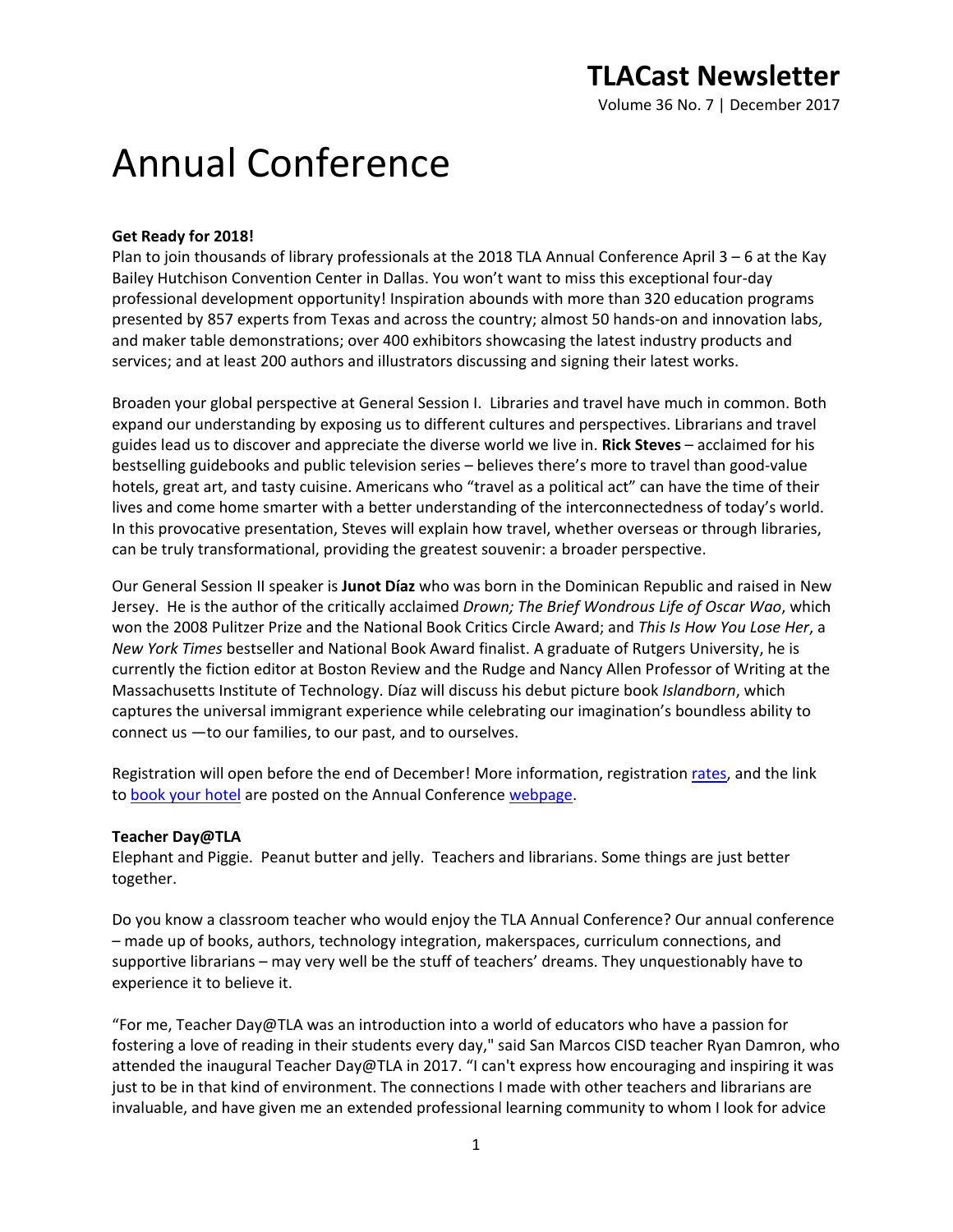# TLACast Newsletter

Volume 36 No. 7 | December 2017

# Annual Conference

**Get Ready for 2018!**

Plan to join thousands of library professionals at the 2018 TLA Annual Conference April 3 – 6 at the Kay Bailey Hutchison Convention Center in Dallas. You won't want to miss this exceptional four-day professional development opportunity! Inspiration abounds with more than 320 education programs presented by 857 experts from Texas and across the country; almost 50 hands-on and innovation labs, and maker table demonstrations; over 400 exhibitors showcasing the latest industry products and services; and at least 200 authors and illustrators discussing and signing their latest works.

Broaden your global perspective at General Session I. Libraries and travel have much in common. Both expand our understanding by exposing us to different cultures and perspectives. Librarians and travel guides lead us to discover and appreciate the diverse world we live in. **Rick Steves** – acclaimed for his bestselling guidebooks and public television series – believes there's more to travel than good-value hotels, great art, and tasty cuisine. Americans who "travel as a political act" can have the time of their lives and come home smarter with a better understanding of the interconnectedness of today's world. In this provocative presentation, Steves will explain how travel, whether overseas or through libraries, can be truly transformational, providing the greatest souvenir: a broader perspective.

Our General Session II speaker is **Junot Díaz** who was born in the Dominican Republic and raised in New Jersey. He is the author of the critically acclaimed *Drown; The Brief Wondrous Life of Oscar Wao*, which won the 2008 Pulitzer Prize and the National Book Critics Circle Award; and *This Is How You Lose Her*, a *New York Times* bestseller and National Book Award finalist. A graduate of Rutgers University, he is currently the fiction editor at Boston Review and the Rudge and Nancy Allen Professor of Writing at the Massachusetts Institute of Technology. Díaz will discuss his debut picture book *Islandborn*, which captures the universal immigrant experience while celebrating our imagination's boundless ability to connect us —to our families, to our past, and to ourselves.

Registration will open before the end of December! More information, registration rates, and the link to book your hotel are posted on the Annual Conference webpage.

**Teacher Day@TLA**

Elephant and Piggie. Peanut butter and jelly. Teachers and librarians. Some things are just better together.

Do you know a classroom teacher who would enjoy the TLA Annual Conference? Our annual conference – made up of books, authors, technology integration, makerspaces, curriculum connections, and supportive librarians – may very well be the stuff of teachers' dreams. They unquestionably have to experience it to believe it.

"For me, Teacher Day@TLA was an introduction into a world of educators who have a passion for fostering a love of reading in their students every day," said San Marcos CISD teacher Ryan Damron, who attended the inaugural Teacher Day@TLA in 2017. "I can't express how encouraging and inspiring it was just to be in that kind of environment. The connections I made with other teachers and librarians are invaluable, and have given me an extended professional learning community to whom I look for advice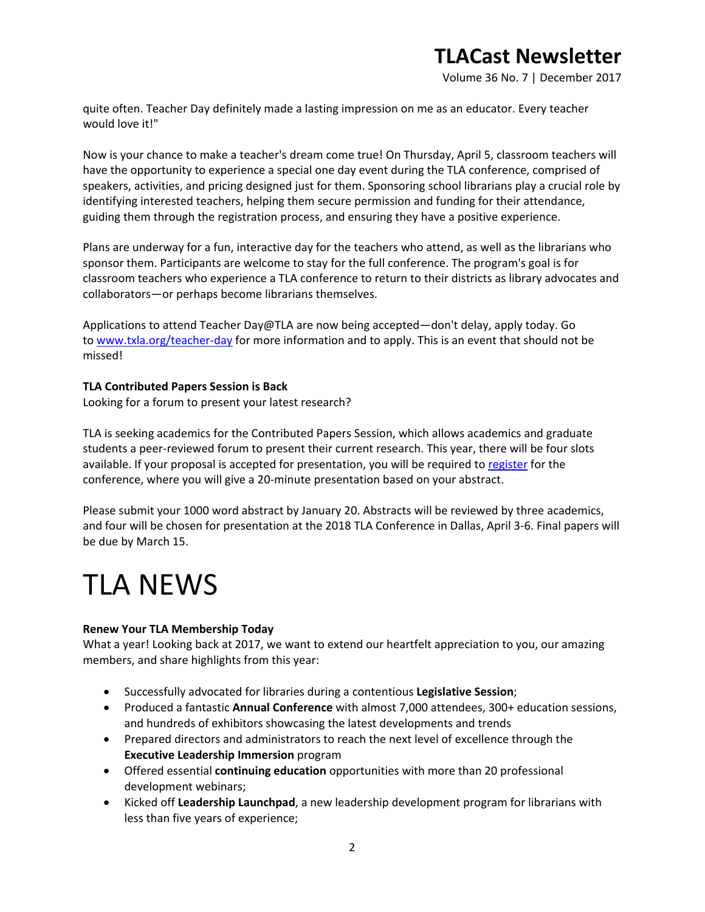quite often. Teacher Day definitely made a lasting impression on me as an educator. Every teacher would love it!"

Now is your chance to make a teacher's dream come true! On Thursday, April 5, classroom teachers will have the opportunity to experience a special one day event during the TLA conference, comprised of speakers, activities, and pricing designed just for them. Sponsoring school librarians play a crucial role by identifying interested teachers, helping them secure permission and funding for their attendance, guiding them through the registration process, and ensuring they have a positive experience.

Plans are underway for a fun, interactive day for the teachers who attend, as well as the librarians who sponsor them. Participants are welcome to stay for the full conference. The program's goal is for classroom teachers who experience a TLA conference to return to their districts as library advocates and collaborators—or perhaps become librarians themselves.

Applications to attend Teacher Day@TLA are now being accepted—don't delay, apply today. Go to [www.txla.org/teacher-day](www.txla.org/teacher-day) for more information and to apply. This is an event that should not be missed!

**TLA Contributed Papers Session is Back**
Looking for a forum to present your latest research?

TLA is seeking academics for the Contributed Papers Session, which allows academics and graduate students a peer-reviewed forum to present their current research. This year, there will be four slots available. If your proposal is accepted for presentation, you will be required to register for the conference, where you will give a 20-minute presentation based on your abstract.

Please submit your 1000 word abstract by January 20. Abstracts will be reviewed by three academics, and four will be chosen for presentation at the 2018 TLA Conference in Dallas, April 3-6. Final papers will be due by March 15.

# TLA NEWS

**Renew Your TLA Membership Today**
What a year! Looking back at 2017, we want to extend our heartfelt appreciation to you, our amazing members, and share highlights from this year:

- Successfully advocated for libraries during a contentious **Legislative Session**;
- Produced a fantastic **Annual Conference** with almost 7,000 attendees, 300+ education sessions, and hundreds of exhibitors showcasing the latest developments and trends
- Prepared directors and administrators to reach the next level of excellence through the **Executive Leadership Immersion** program
- Offered essential **continuing education** opportunities with more than 20 professional development webinars;
- Kicked off **Leadership Launchpad**, a new leadership development program for librarians with less than five years of experience;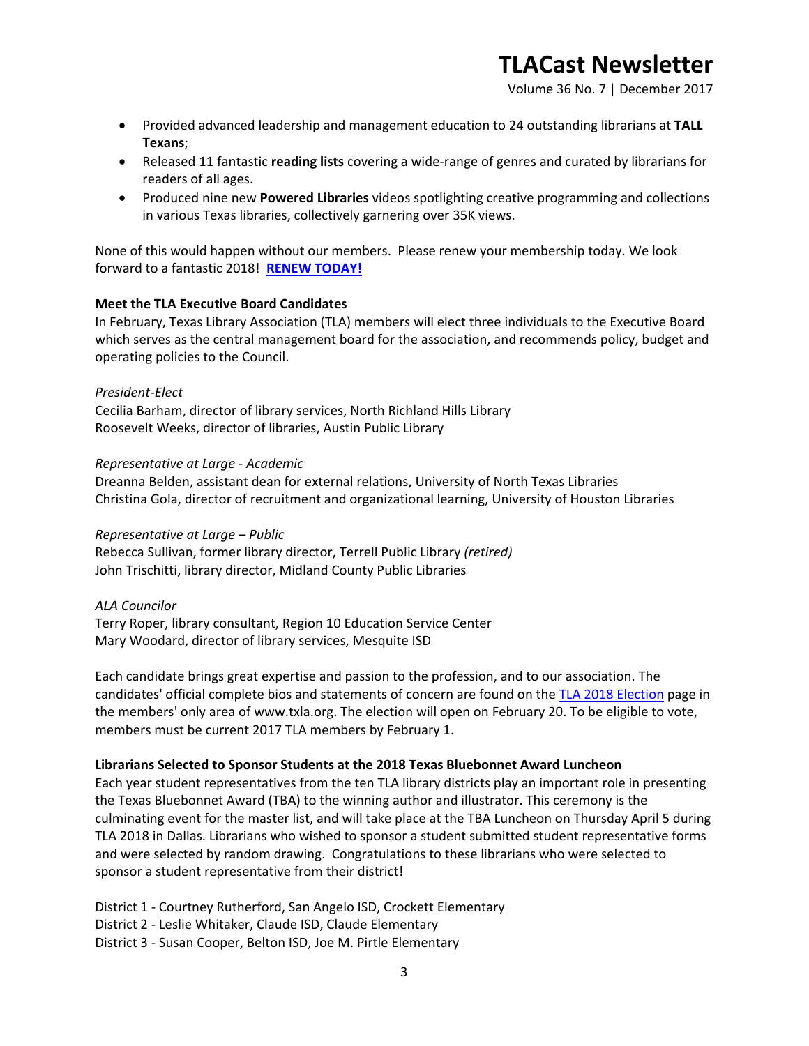- Provided advanced leadership and management education to 24 outstanding librarians at **TALL Texans**;
- Released 11 fantastic **reading lists** covering a wide-range of genres and curated by librarians for readers of all ages.
- Produced nine new **Powered Libraries** videos spotlighting creative programming and collections in various Texas libraries, collectively garnering over 35K views.

None of this would happen without our members. Please renew your membership today. We look forward to a fantastic 2018! **RENEW TODAY!**

**Meet the TLA Executive Board Candidates**

In February, Texas Library Association (TLA) members will elect three individuals to the Executive Board which serves as the central management board for the association, and recommends policy, budget and operating policies to the Council.

*President-Elect*

Cecilia Barham, director of library services, North Richland Hills Library
Roosevelt Weeks, director of libraries, Austin Public Library

*Representative at Large - Academic*

Dreanna Belden, assistant dean for external relations, University of North Texas Libraries
Christina Gola, director of recruitment and organizational learning, University of Houston Libraries

*Representative at Large – Public*

Rebecca Sullivan, former library director, Terrell Public Library *(retired)*
John Trischitti, library director, Midland County Public Libraries

*ALA Councilor*

Terry Roper, library consultant, Region 10 Education Service Center
Mary Woodard, director of library services, Mesquite ISD

Each candidate brings great expertise and passion to the profession, and to our association. The candidates' official complete bios and statements of concern are found on the TLA 2018 Election page in the members' only area of www.txla.org. The election will open on February 20. To be eligible to vote, members must be current 2017 TLA members by February 1.

**Librarians Selected to Sponsor Students at the 2018 Texas Bluebonnet Award Luncheon**

Each year student representatives from the ten TLA library districts play an important role in presenting the Texas Bluebonnet Award (TBA) to the winning author and illustrator. This ceremony is the culminating event for the master list, and will take place at the TBA Luncheon on Thursday April 5 during TLA 2018 in Dallas. Librarians who wished to sponsor a student submitted student representative forms and were selected by random drawing. Congratulations to these librarians who were selected to sponsor a student representative from their district!

District 1 - Courtney Rutherford, San Angelo ISD, Crockett Elementary
District 2 - Leslie Whitaker, Claude ISD, Claude Elementary
District 3 - Susan Cooper, Belton ISD, Joe M. Pirtle Elementary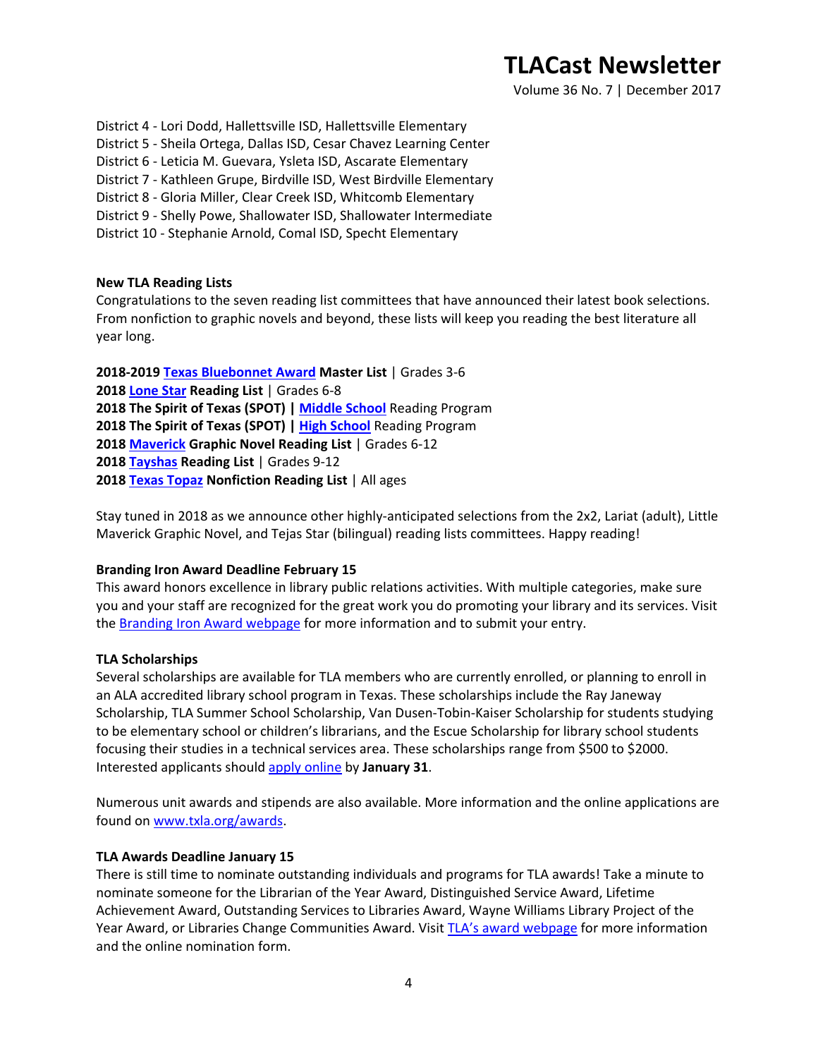District 4 - Lori Dodd, Hallettsville ISD, Hallettsville Elementary
District 5 - Sheila Ortega, Dallas ISD, Cesar Chavez Learning Center
District 6 - Leticia M. Guevara, Ysleta ISD, Ascarate Elementary
District 7 - Kathleen Grupe, Birdville ISD, West Birdville Elementary
District 8 - Gloria Miller, Clear Creek ISD, Whitcomb Elementary
District 9 - Shelly Powe, Shallowater ISD, Shallowater Intermediate
District 10 - Stephanie Arnold, Comal ISD, Specht Elementary

**New TLA Reading Lists**

Congratulations to the seven reading list committees that have announced their latest book selections. From nonfiction to graphic novels and beyond, these lists will keep you reading the best literature all year long.

**2018-2019 Texas Bluebonnet Award Master List** | Grades 3-6
**2018 Lone Star Reading List** | Grades 6-8
**2018 The Spirit of Texas (SPOT) | Middle School** Reading Program
**2018 The Spirit of Texas (SPOT) | High School** Reading Program
**2018 Maverick Graphic Novel Reading List** | Grades 6-12
**2018 Tayshas Reading List** | Grades 9-12
**2018 Texas Topaz Nonfiction Reading List** | All ages

Stay tuned in 2018 as we announce other highly-anticipated selections from the 2x2, Lariat (adult), Little Maverick Graphic Novel, and Tejas Star (bilingual) reading lists committees. Happy reading!

**Branding Iron Award Deadline February 15**

This award honors excellence in library public relations activities. With multiple categories, make sure you and your staff are recognized for the great work you do promoting your library and its services. Visit the Branding Iron Award webpage for more information and to submit your entry.

**TLA Scholarships**

Several scholarships are available for TLA members who are currently enrolled, or planning to enroll in an ALA accredited library school program in Texas. These scholarships include the Ray Janeway Scholarship, TLA Summer School Scholarship, Van Dusen-Tobin-Kaiser Scholarship for students studying to be elementary school or children's librarians, and the Escue Scholarship for library school students focusing their studies in a technical services area. These scholarships range from $500 to $2000. Interested applicants should apply online by **January 31**.

Numerous unit awards and stipends are also available. More information and the online applications are found on www.txla.org/awards.

**TLA Awards Deadline January 15**

There is still time to nominate outstanding individuals and programs for TLA awards! Take a minute to nominate someone for the Librarian of the Year Award, Distinguished Service Award, Lifetime Achievement Award, Outstanding Services to Libraries Award, Wayne Williams Library Project of the Year Award, or Libraries Change Communities Award. Visit TLA's award webpage for more information and the online nomination form.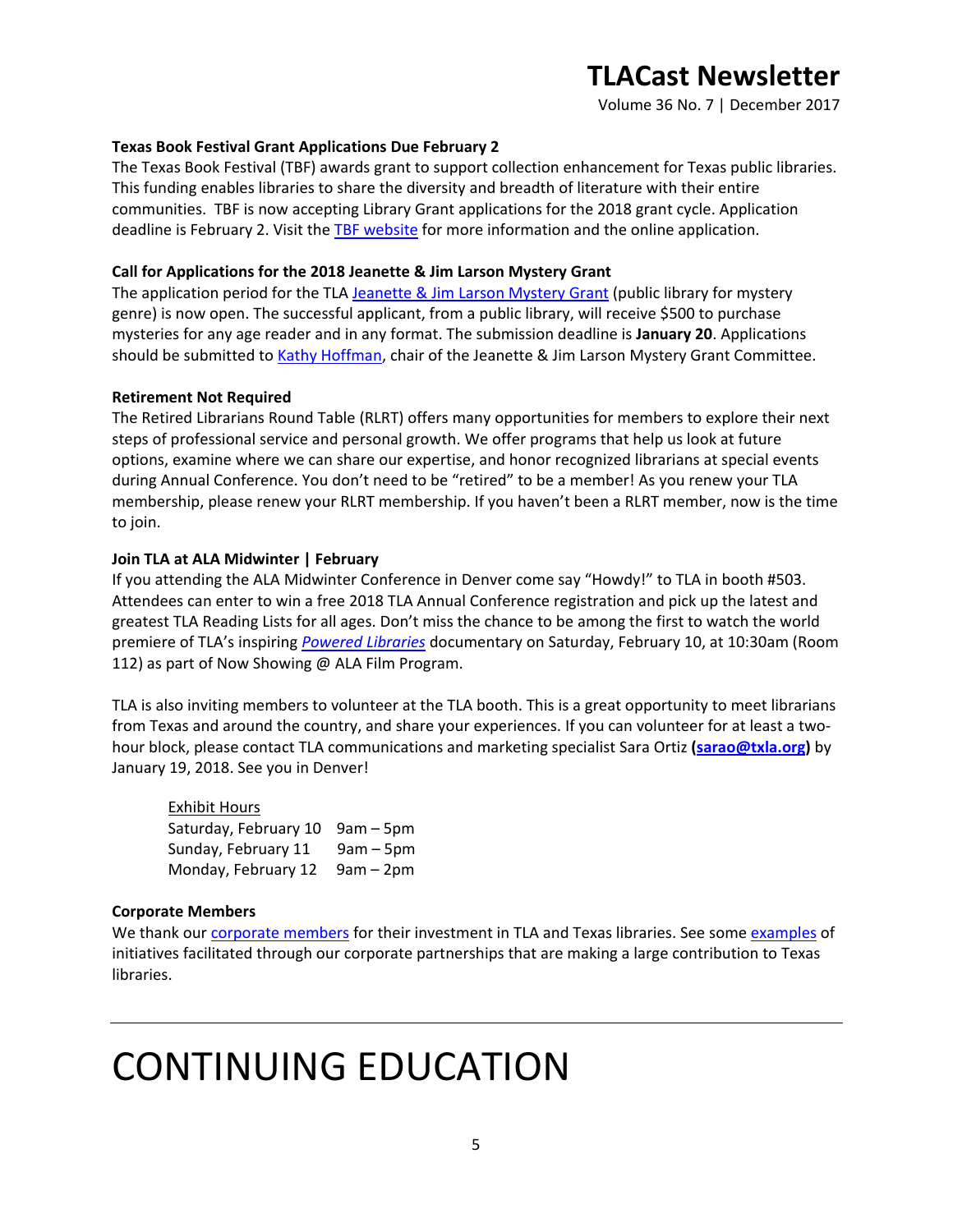### Texas Book Festival Grant Applications Due February 2

The Texas Book Festival (TBF) awards grant to support collection enhancement for Texas public libraries. This funding enables libraries to share the diversity and breadth of literature with their entire communities. TBF is now accepting Library Grant applications for the 2018 grant cycle. Application deadline is February 2. Visit the TBF website for more information and the online application.

### Call for Applications for the 2018 Jeanette & Jim Larson Mystery Grant

The application period for the TLA Jeanette & Jim Larson Mystery Grant (public library for mystery genre) is now open. The successful applicant, from a public library, will receive $500 to purchase mysteries for any age reader and in any format. The submission deadline is **January 20**. Applications should be submitted to Kathy Hoffman, chair of the Jeanette & Jim Larson Mystery Grant Committee.

### Retirement Not Required

The Retired Librarians Round Table (RLRT) offers many opportunities for members to explore their next steps of professional service and personal growth. We offer programs that help us look at future options, examine where we can share our expertise, and honor recognized librarians at special events during Annual Conference. You don't need to be "retired" to be a member! As you renew your TLA membership, please renew your RLRT membership. If you haven't been a RLRT member, now is the time to join.

### Join TLA at ALA Midwinter | February

If you attending the ALA Midwinter Conference in Denver come say "Howdy!" to TLA in booth #503. Attendees can enter to win a free 2018 TLA Annual Conference registration and pick up the latest and greatest TLA Reading Lists for all ages. Don't miss the chance to be among the first to watch the world premiere of TLA's inspiring *Powered Libraries* documentary on Saturday, February 10, at 10:30am (Room 112) as part of Now Showing @ ALA Film Program.

TLA is also inviting members to volunteer at the TLA booth. This is a great opportunity to meet librarians from Texas and around the country, and share your experiences. If you can volunteer for at least a two-hour block, please contact TLA communications and marketing specialist Sara Ortiz **(sarao@txla.org)** by January 19, 2018. See you in Denver!

| Exhibit Hours | |
|---|---|
| Saturday, February 10 | 9am – 5pm |
| Sunday, February 11 | 9am – 5pm |
| Monday, February 12 | 9am – 2pm |

### Corporate Members

We thank our corporate members for their investment in TLA and Texas libraries. See some examples of initiatives facilitated through our corporate partnerships that are making a large contribution to Texas libraries.

---

# CONTINUING EDUCATION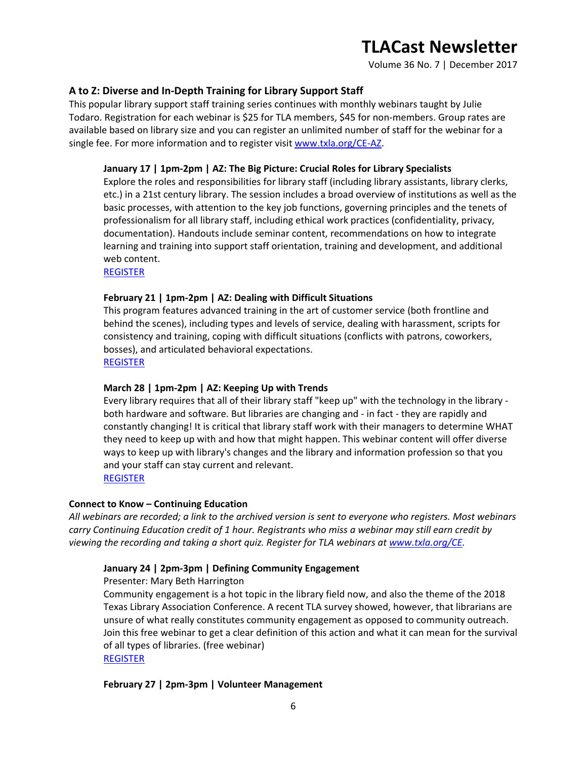## A to Z: Diverse and In-Depth Training for Library Support Staff

This popular library support staff training series continues with monthly webinars taught by Julie Todaro. Registration for each webinar is $25 for TLA members, $45 for non-members. Group rates are available based on library size and you can register an unlimited number of staff for the webinar for a single fee. For more information and to register visit [www.txla.org/CE-AZ](www.txla.org/CE-AZ).

### January 17 | 1pm-2pm | AZ: The Big Picture: Crucial Roles for Library Specialists

Explore the roles and responsibilities for library staff (including library assistants, library clerks, etc.) in a 21st century library. The session includes a broad overview of institutions as well as the basic processes, with attention to the key job functions, governing principles and the tenets of professionalism for all library staff, including ethical work practices (confidentiality, privacy, documentation). Handouts include seminar content, recommendations on how to integrate learning and training into support staff orientation, training and development, and additional web content.

REGISTER

### February 21 | 1pm-2pm | AZ: Dealing with Difficult Situations

This program features advanced training in the art of customer service (both frontline and behind the scenes), including types and levels of service, dealing with harassment, scripts for consistency and training, coping with difficult situations (conflicts with patrons, coworkers, bosses), and articulated behavioral expectations.

REGISTER

### March 28 | 1pm-2pm | AZ: Keeping Up with Trends

Every library requires that all of their library staff "keep up" with the technology in the library - both hardware and software. But libraries are changing and - in fact - they are rapidly and constantly changing! It is critical that library staff work with their managers to determine WHAT they need to keep up with and how that might happen. This webinar content will offer diverse ways to keep up with library's changes and the library and information profession so that you and your staff can stay current and relevant.

REGISTER

## Connect to Know – Continuing Education

*All webinars are recorded; a link to the archived version is sent to everyone who registers. Most webinars carry Continuing Education credit of 1 hour. Registrants who miss a webinar may still earn credit by viewing the recording and taking a short quiz. Register for TLA webinars at [www.txla.org/CE](www.txla.org/CE).*

### January 24 | 2pm-3pm | Defining Community Engagement

Presenter: Mary Beth Harrington

Community engagement is a hot topic in the library field now, and also the theme of the 2018 Texas Library Association Conference. A recent TLA survey showed, however, that librarians are unsure of what really constitutes community engagement as opposed to community outreach. Join this free webinar to get a clear definition of this action and what it can mean for the survival of all types of libraries. (free webinar)

REGISTER

### February 27 | 2pm-3pm | Volunteer Management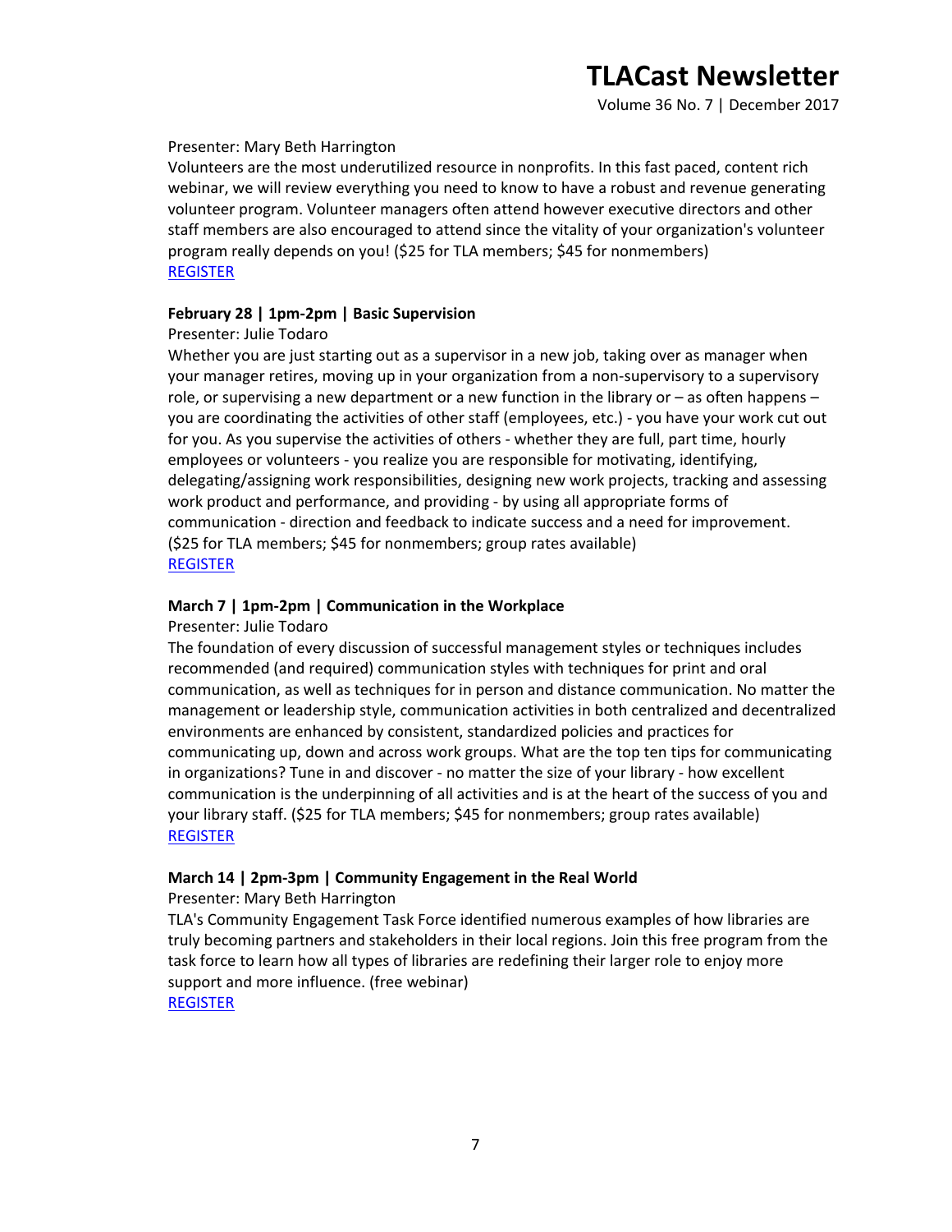Presenter: Mary Beth Harrington

Volunteers are the most underutilized resource in nonprofits. In this fast paced, content rich webinar, we will review everything you need to know to have a robust and revenue generating volunteer program. Volunteer managers often attend however executive directors and other staff members are also encouraged to attend since the vitality of your organization's volunteer program really depends on you! ($25 for TLA members; $45 for nonmembers)

REGISTER

**February 28 | 1pm-2pm | Basic Supervision**

Presenter: Julie Todaro

Whether you are just starting out as a supervisor in a new job, taking over as manager when your manager retires, moving up in your organization from a non-supervisory to a supervisory role, or supervising a new department or a new function in the library or – as often happens – you are coordinating the activities of other staff (employees, etc.) - you have your work cut out for you. As you supervise the activities of others - whether they are full, part time, hourly employees or volunteers - you realize you are responsible for motivating, identifying, delegating/assigning work responsibilities, designing new work projects, tracking and assessing work product and performance, and providing - by using all appropriate forms of communication - direction and feedback to indicate success and a need for improvement. ($25 for TLA members; $45 for nonmembers; group rates available)

REGISTER

**March 7 | 1pm-2pm | Communication in the Workplace**

Presenter: Julie Todaro

The foundation of every discussion of successful management styles or techniques includes recommended (and required) communication styles with techniques for print and oral communication, as well as techniques for in person and distance communication. No matter the management or leadership style, communication activities in both centralized and decentralized environments are enhanced by consistent, standardized policies and practices for communicating up, down and across work groups. What are the top ten tips for communicating in organizations? Tune in and discover - no matter the size of your library - how excellent communication is the underpinning of all activities and is at the heart of the success of you and your library staff. ($25 for TLA members; $45 for nonmembers; group rates available)

REGISTER

**March 14 | 2pm-3pm | Community Engagement in the Real World**

Presenter: Mary Beth Harrington

TLA's Community Engagement Task Force identified numerous examples of how libraries are truly becoming partners and stakeholders in their local regions. Join this free program from the task force to learn how all types of libraries are redefining their larger role to enjoy more support and more influence. (free webinar)

REGISTER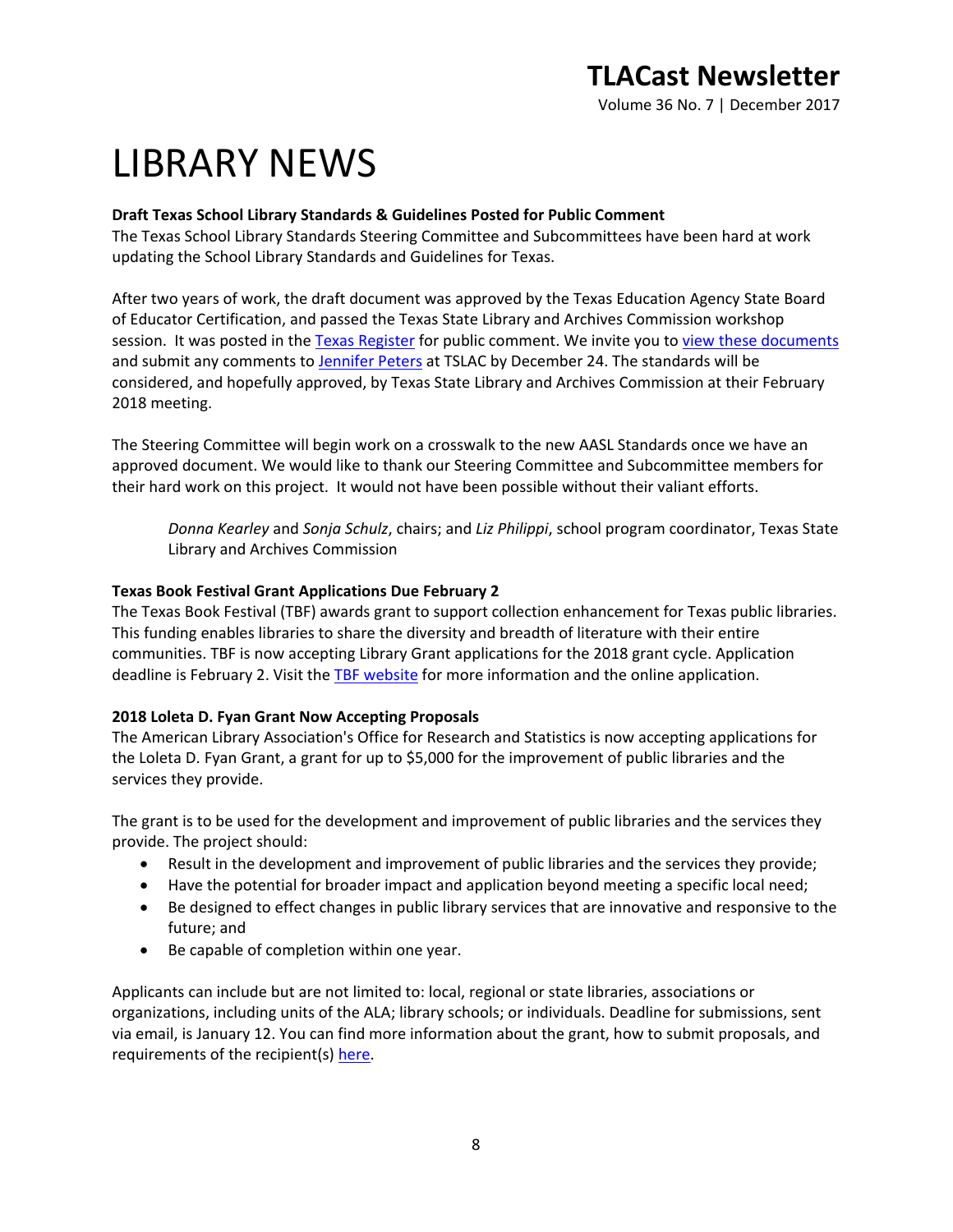# LIBRARY NEWS

**Draft Texas School Library Standards & Guidelines Posted for Public Comment**

The Texas School Library Standards Steering Committee and Subcommittees have been hard at work updating the School Library Standards and Guidelines for Texas.

After two years of work, the draft document was approved by the Texas Education Agency State Board of Educator Certification, and passed the Texas State Library and Archives Commission workshop session. It was posted in the Texas Register for public comment. We invite you to view these documents and submit any comments to Jennifer Peters at TSLAC by December 24. The standards will be considered, and hopefully approved, by Texas State Library and Archives Commission at their February 2018 meeting.

The Steering Committee will begin work on a crosswalk to the new AASL Standards once we have an approved document. We would like to thank our Steering Committee and Subcommittee members for their hard work on this project. It would not have been possible without their valiant efforts.

> *Donna Kearley* and *Sonja Schulz*, chairs; and *Liz Philippi*, school program coordinator, Texas State Library and Archives Commission

**Texas Book Festival Grant Applications Due February 2**

The Texas Book Festival (TBF) awards grant to support collection enhancement for Texas public libraries. This funding enables libraries to share the diversity and breadth of literature with their entire communities. TBF is now accepting Library Grant applications for the 2018 grant cycle. Application deadline is February 2. Visit the TBF website for more information and the online application.

**2018 Loleta D. Fyan Grant Now Accepting Proposals**

The American Library Association's Office for Research and Statistics is now accepting applications for the Loleta D. Fyan Grant, a grant for up to $5,000 for the improvement of public libraries and the services they provide.

The grant is to be used for the development and improvement of public libraries and the services they provide. The project should:

- Result in the development and improvement of public libraries and the services they provide;
- Have the potential for broader impact and application beyond meeting a specific local need;
- Be designed to effect changes in public library services that are innovative and responsive to the future; and
- Be capable of completion within one year.

Applicants can include but are not limited to: local, regional or state libraries, associations or organizations, including units of the ALA; library schools; or individuals. Deadline for submissions, sent via email, is January 12. You can find more information about the grant, how to submit proposals, and requirements of the recipient(s) here.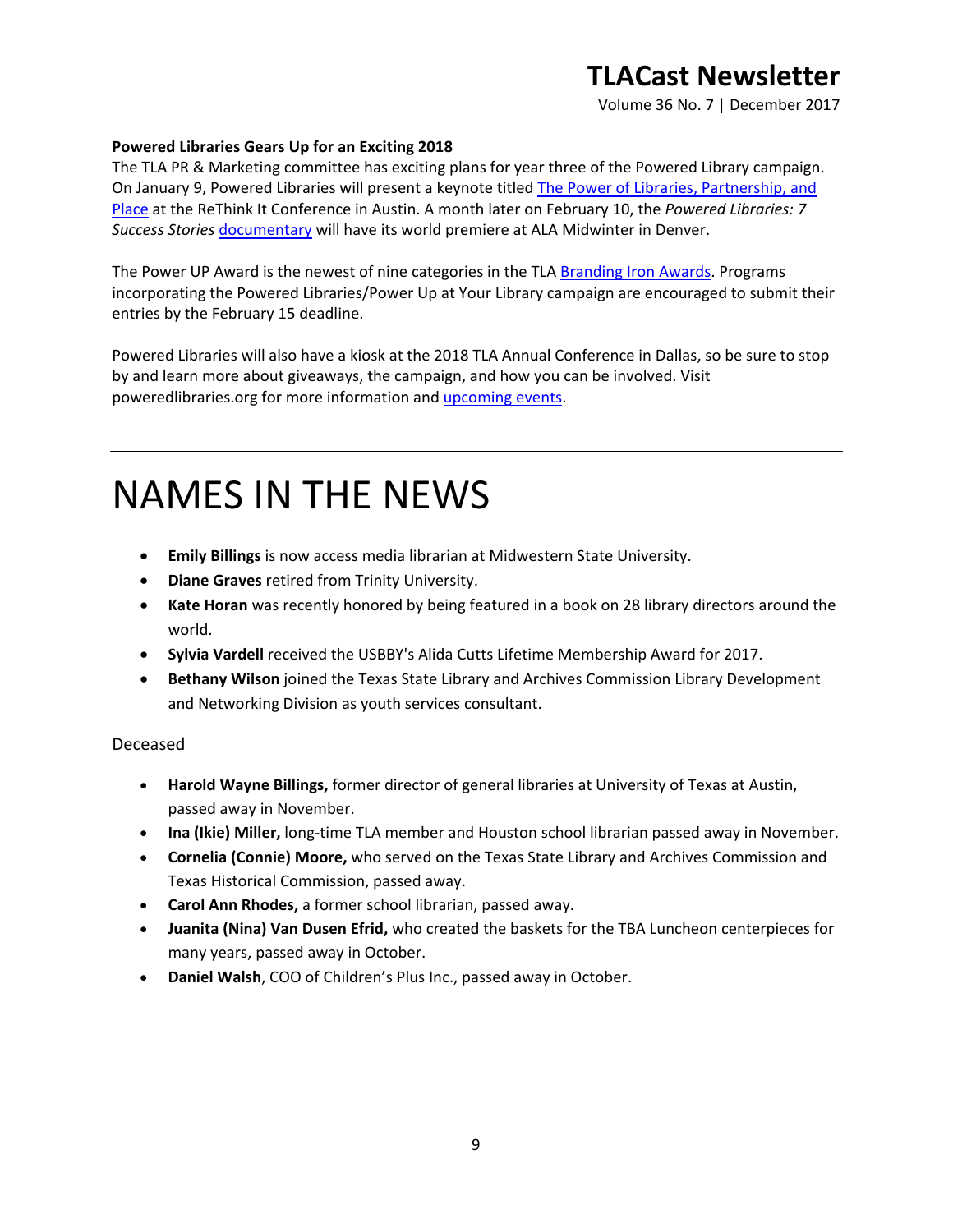**Powered Libraries Gears Up for an Exciting 2018**

The TLA PR & Marketing committee has exciting plans for year three of the Powered Library campaign. On January 9, Powered Libraries will present a keynote titled The Power of Libraries, Partnership, and Place at the ReThink It Conference in Austin. A month later on February 10, the *Powered Libraries: 7 Success Stories* documentary will have its world premiere at ALA Midwinter in Denver.

The Power UP Award is the newest of nine categories in the TLA Branding Iron Awards. Programs incorporating the Powered Libraries/Power Up at Your Library campaign are encouraged to submit their entries by the February 15 deadline.

Powered Libraries will also have a kiosk at the 2018 TLA Annual Conference in Dallas, so be sure to stop by and learn more about giveaways, the campaign, and how you can be involved. Visit poweredlibraries.org for more information and upcoming events.

---

# NAMES IN THE NEWS

- **Emily Billings** is now access media librarian at Midwestern State University.
- **Diane Graves** retired from Trinity University.
- **Kate Horan** was recently honored by being featured in a book on 28 library directors around the world.
- **Sylvia Vardell** received the USBBY's Alida Cutts Lifetime Membership Award for 2017.
- **Bethany Wilson** joined the Texas State Library and Archives Commission Library Development and Networking Division as youth services consultant.

Deceased

- **Harold Wayne Billings,** former director of general libraries at University of Texas at Austin, passed away in November.
- **Ina (Ikie) Miller,** long-time TLA member and Houston school librarian passed away in November.
- **Cornelia (Connie) Moore,** who served on the Texas State Library and Archives Commission and Texas Historical Commission, passed away.
- **Carol Ann Rhodes,** a former school librarian, passed away.
- **Juanita (Nina) Van Dusen Efrid,** who created the baskets for the TBA Luncheon centerpieces for many years, passed away in October.
- **Daniel Walsh**, COO of Children's Plus Inc., passed away in October.